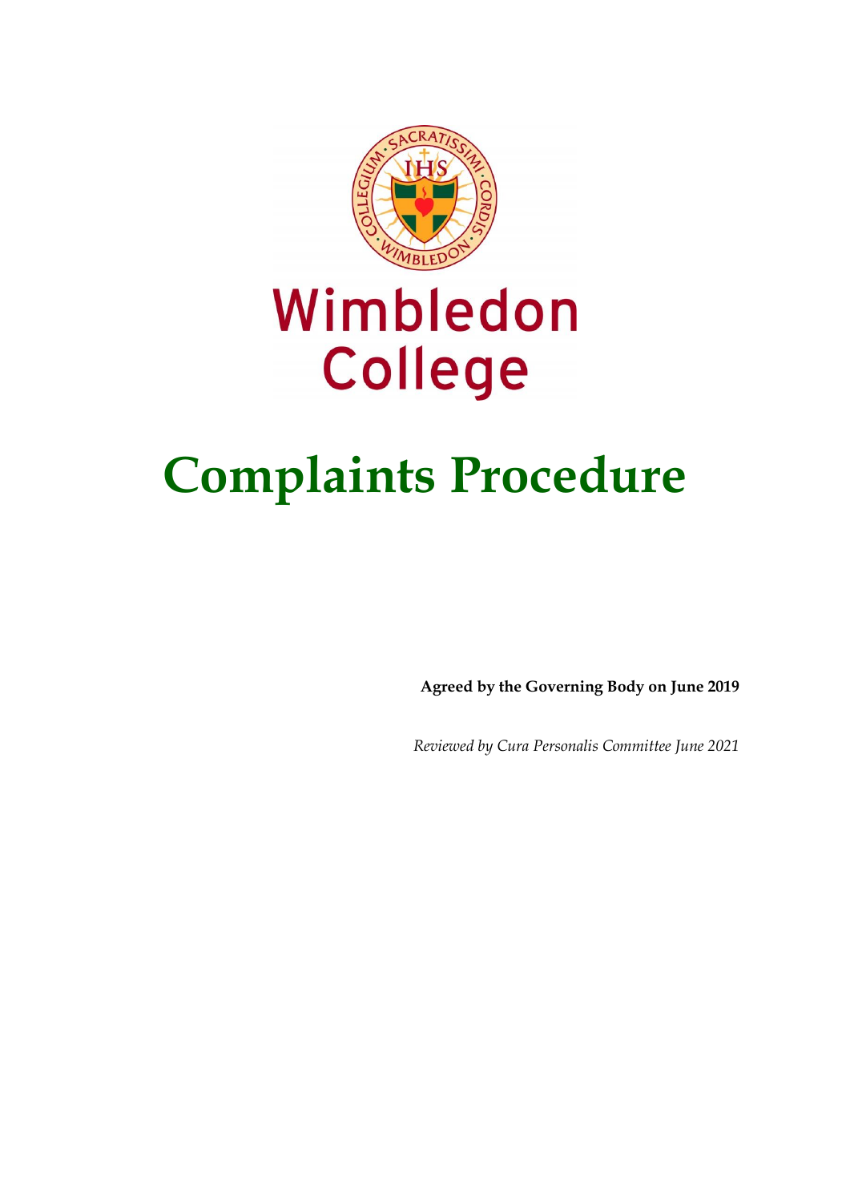Wimbledon College

# Complaints Procedure

**Agreed by the Governing Body on June 2019**

*Reviewed by Cura Personalis Committee June 2021*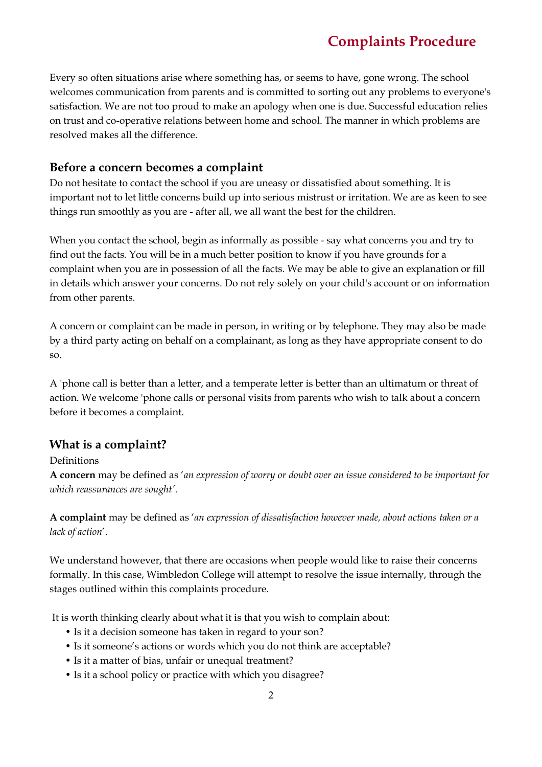# Complaints Procedure

Every so often situations arise where something has, or seems to have, gone wrong. The school welcomes communication from parents and is committed to sorting out any problems to everyone's satisfaction. We are not too proud to make an apology when one is due. Successful education relies on trust and co-operative relations between home and school. The manner in which problems are resolved makes all the difference.

## Before a concern becomes a complaint

Do not hesitate to contact the school if you are uneasy or dissatisfied about something. It is important not to let little concerns build up into serious mistrust or irritation. We are as keen to see things run smoothly as you are - after all, we all want the best for the children.

When you contact the school, begin as informally as possible - say what concerns you and try to find out the facts. You will be in a much better position to know if you have grounds for a complaint when you are in possession of all the facts. We may be able to give an explanation or fill in details which answer your concerns. Do not rely solely on your child's account or on information from other parents.

A concern or complaint can be made in person, in writing or by telephone. They may also be made by a third party acting on behalf on a complainant, as long as they have appropriate consent to do so.

A 'phone call is better than a letter, and a temperate letter is better than an ultimatum or threat of action. We welcome 'phone calls or personal visits from parents who wish to talk about a concern before it becomes a complaint.

## What is a complaint?

Definitions

**A concern** may be defined as '*an expression of worry or doubt over an issue considered to be important for which reassurances are sought*'.

**A complaint** may be defined as '*an expression of dissatisfaction however made, about actions taken or a lack of action*'.

We understand however, that there are occasions when people would like to raise their concerns formally. In this case, Wimbledon College will attempt to resolve the issue internally, through the stages outlined within this complaints procedure.

It is worth thinking clearly about what it is that you wish to complain about:

- Is it a decision someone has taken in regard to your son?
- Is it someone's actions or words which you do not think are acceptable?
- Is it a matter of bias, unfair or unequal treatment?
- Is it a school policy or practice with which you disagree?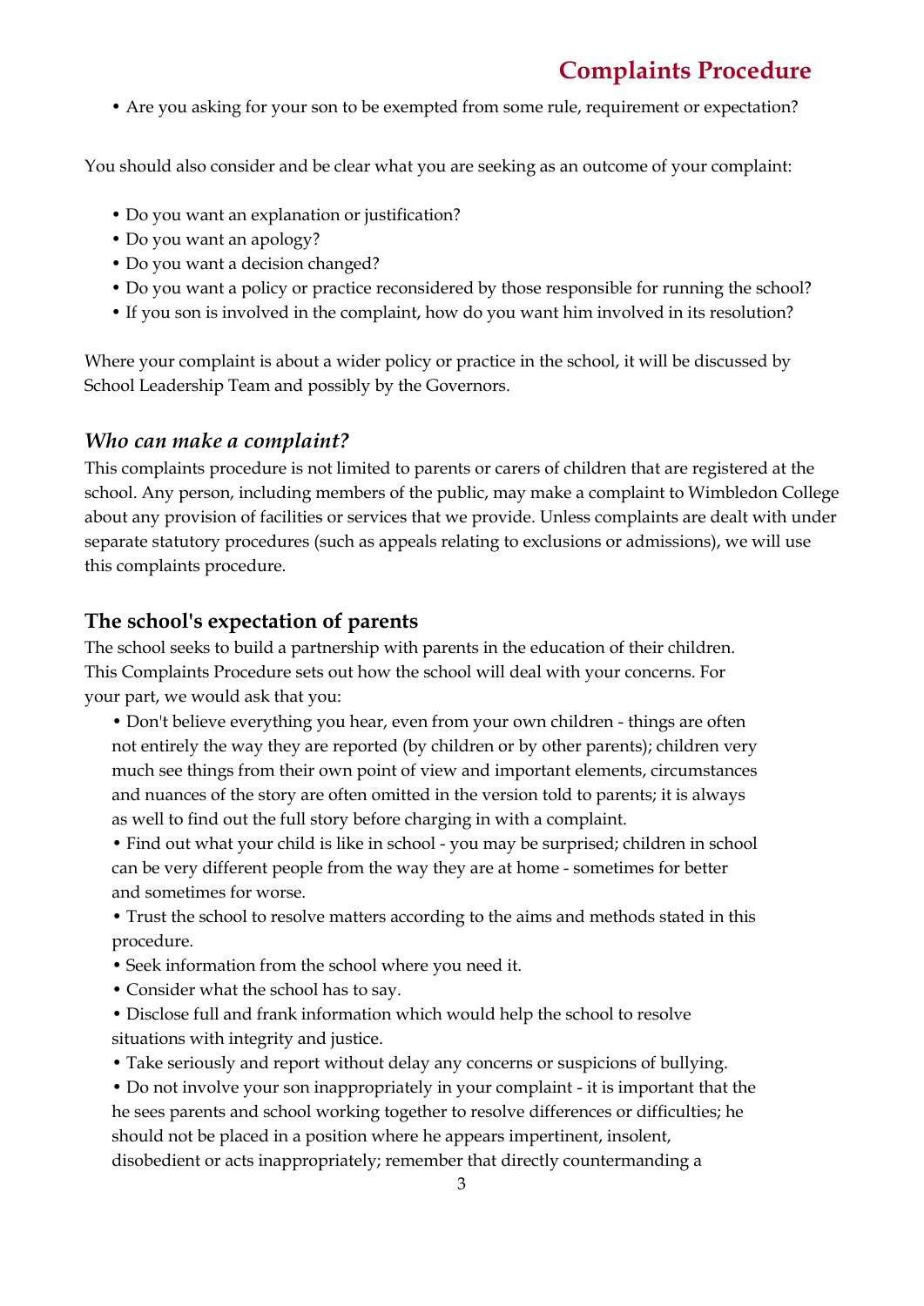- Are you asking for your son to be exempted from some rule, requirement or expectation?

You should also consider and be clear what you are seeking as an outcome of your complaint:

- Do you want an explanation or justification?
- Do you want an apology?
- Do you want a decision changed?
- Do you want a policy or practice reconsidered by those responsible for running the school?
- If you son is involved in the complaint, how do you want him involved in its resolution?

Where your complaint is about a wider policy or practice in the school, it will be discussed by School Leadership Team and possibly by the Governors.

### *Who can make a complaint?*

This complaints procedure is not limited to parents or carers of children that are registered at the school. Any person, including members of the public, may make a complaint to Wimbledon College about any provision of facilities or services that we provide. Unless complaints are dealt with under separate statutory procedures (such as appeals relating to exclusions or admissions), we will use this complaints procedure.

### The school's expectation of parents

The school seeks to build a partnership with parents in the education of their children. This Complaints Procedure sets out how the school will deal with your concerns. For your part, we would ask that you:

- Don't believe everything you hear, even from your own children - things are often not entirely the way they are reported (by children or by other parents); children very much see things from their own point of view and important elements, circumstances and nuances of the story are often omitted in the version told to parents; it is always as well to find out the full story before charging in with a complaint.
- Find out what your child is like in school - you may be surprised; children in school can be very different people from the way they are at home - sometimes for better and sometimes for worse.
- Trust the school to resolve matters according to the aims and methods stated in this procedure.
- Seek information from the school where you need it.
- Consider what the school has to say.
- Disclose full and frank information which would help the school to resolve situations with integrity and justice.
- Take seriously and report without delay any concerns or suspicions of bullying.
- Do not involve your son inappropriately in your complaint - it is important that the he sees parents and school working together to resolve differences or difficulties; he should not be placed in a position where he appears impertinent, insolent, disobedient or acts inappropriately; remember that directly countermanding a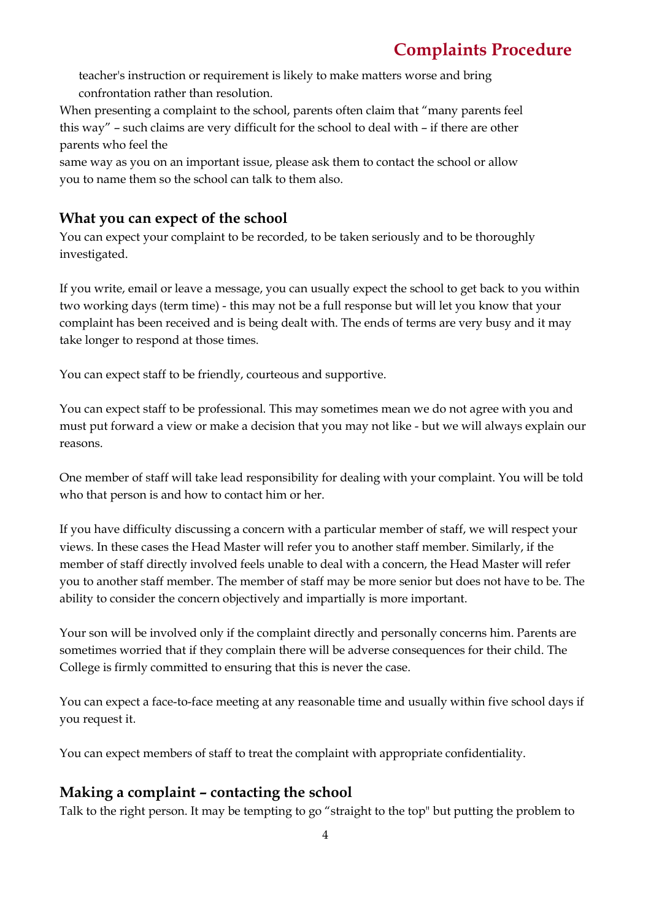teacher's instruction or requirement is likely to make matters worse and bring confrontation rather than resolution.

When presenting a complaint to the school, parents often claim that "many parents feel this way" – such claims are very difficult for the school to deal with – if there are other parents who feel the same way as you on an important issue, please ask them to contact the school or allow you to name them so the school can talk to them also.

## What you can expect of the school

You can expect your complaint to be recorded, to be taken seriously and to be thoroughly investigated.

If you write, email or leave a message, you can usually expect the school to get back to you within two working days (term time) - this may not be a full response but will let you know that your complaint has been received and is being dealt with. The ends of terms are very busy and it may take longer to respond at those times.

You can expect staff to be friendly, courteous and supportive.

You can expect staff to be professional. This may sometimes mean we do not agree with you and must put forward a view or make a decision that you may not like - but we will always explain our reasons.

One member of staff will take lead responsibility for dealing with your complaint. You will be told who that person is and how to contact him or her.

If you have difficulty discussing a concern with a particular member of staff, we will respect your views. In these cases the Head Master will refer you to another staff member. Similarly, if the member of staff directly involved feels unable to deal with a concern, the Head Master will refer you to another staff member. The member of staff may be more senior but does not have to be. The ability to consider the concern objectively and impartially is more important.

Your son will be involved only if the complaint directly and personally concerns him. Parents are sometimes worried that if they complain there will be adverse consequences for their child. The College is firmly committed to ensuring that this is never the case.

You can expect a face-to-face meeting at any reasonable time and usually within five school days if you request it.

You can expect members of staff to treat the complaint with appropriate confidentiality.

## Making a complaint – contacting the school

Talk to the right person. It may be tempting to go "straight to the top" but putting the problem to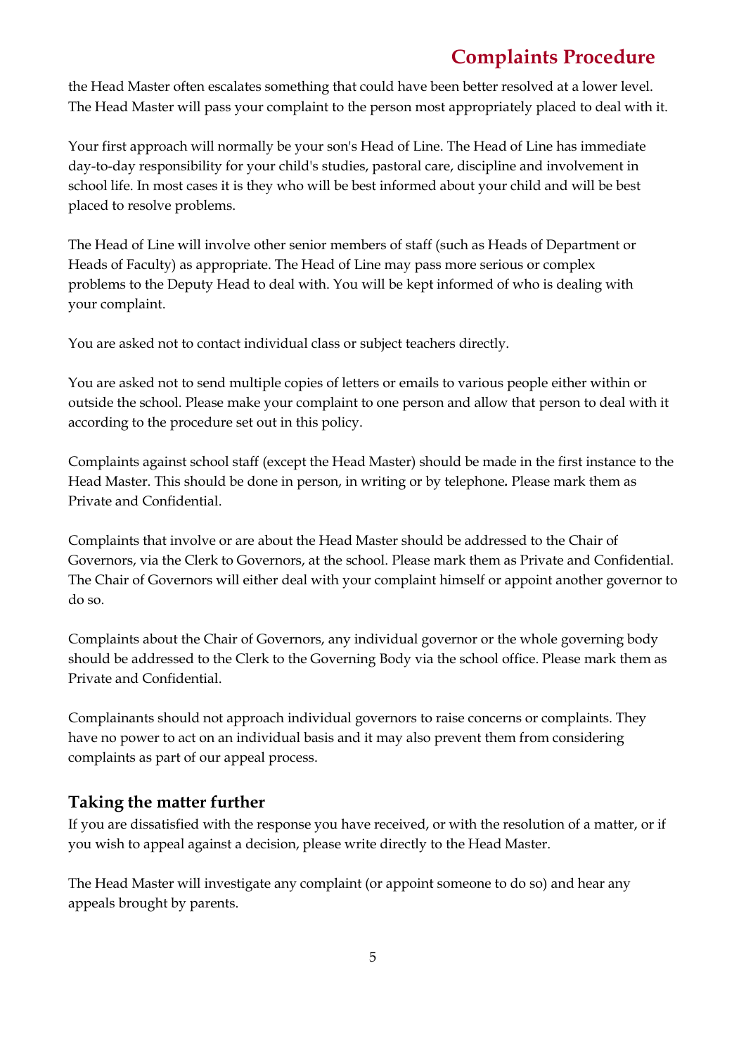the Head Master often escalates something that could have been better resolved at a lower level. The Head Master will pass your complaint to the person most appropriately placed to deal with it.

Your first approach will normally be your son's Head of Line. The Head of Line has immediate day-to-day responsibility for your child's studies, pastoral care, discipline and involvement in school life. In most cases it is they who will be best informed about your child and will be best placed to resolve problems.

The Head of Line will involve other senior members of staff (such as Heads of Department or Heads of Faculty) as appropriate. The Head of Line may pass more serious or complex problems to the Deputy Head to deal with. You will be kept informed of who is dealing with your complaint.

You are asked not to contact individual class or subject teachers directly.

You are asked not to send multiple copies of letters or emails to various people either within or outside the school. Please make your complaint to one person and allow that person to deal with it according to the procedure set out in this policy.

Complaints against school staff (except the Head Master) should be made in the first instance to the Head Master. This should be done in person, in writing or by telephone**.** Please mark them as Private and Confidential.

Complaints that involve or are about the Head Master should be addressed to the Chair of Governors, via the Clerk to Governors, at the school. Please mark them as Private and Confidential. The Chair of Governors will either deal with your complaint himself or appoint another governor to do so.

Complaints about the Chair of Governors, any individual governor or the whole governing body should be addressed to the Clerk to the Governing Body via the school office. Please mark them as Private and Confidential.

Complainants should not approach individual governors to raise concerns or complaints. They have no power to act on an individual basis and it may also prevent them from considering complaints as part of our appeal process.

## Taking the matter further

If you are dissatisfied with the response you have received, or with the resolution of a matter, or if you wish to appeal against a decision, please write directly to the Head Master.

The Head Master will investigate any complaint (or appoint someone to do so) and hear any appeals brought by parents.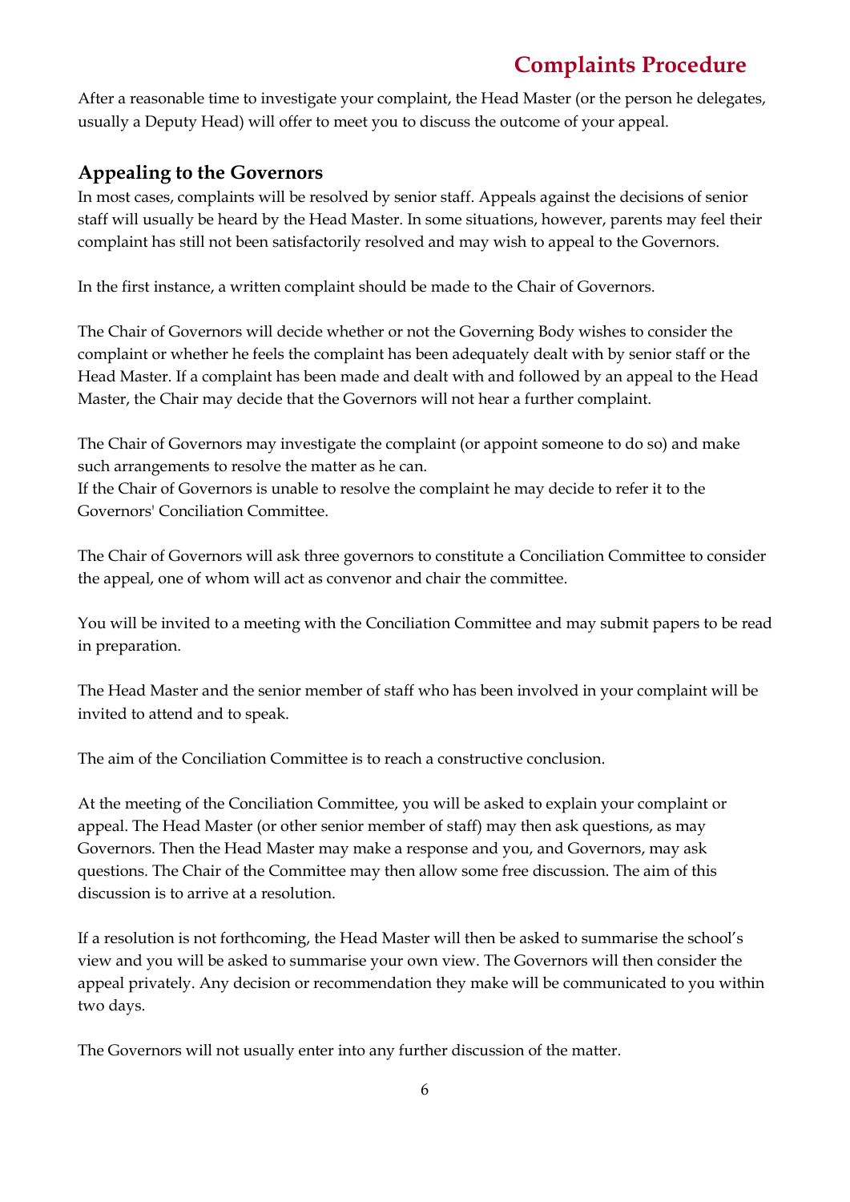After a reasonable time to investigate your complaint, the Head Master (or the person he delegates, usually a Deputy Head) will offer to meet you to discuss the outcome of your appeal.

## Appealing to the Governors

In most cases, complaints will be resolved by senior staff. Appeals against the decisions of senior staff will usually be heard by the Head Master. In some situations, however, parents may feel their complaint has still not been satisfactorily resolved and may wish to appeal to the Governors.

In the first instance, a written complaint should be made to the Chair of Governors.

The Chair of Governors will decide whether or not the Governing Body wishes to consider the complaint or whether he feels the complaint has been adequately dealt with by senior staff or the Head Master. If a complaint has been made and dealt with and followed by an appeal to the Head Master, the Chair may decide that the Governors will not hear a further complaint.

The Chair of Governors may investigate the complaint (or appoint someone to do so) and make such arrangements to resolve the matter as he can.
If the Chair of Governors is unable to resolve the complaint he may decide to refer it to the Governors' Conciliation Committee.

The Chair of Governors will ask three governors to constitute a Conciliation Committee to consider the appeal, one of whom will act as convenor and chair the committee.

You will be invited to a meeting with the Conciliation Committee and may submit papers to be read in preparation.

The Head Master and the senior member of staff who has been involved in your complaint will be invited to attend and to speak.

The aim of the Conciliation Committee is to reach a constructive conclusion.

At the meeting of the Conciliation Committee, you will be asked to explain your complaint or appeal. The Head Master (or other senior member of staff) may then ask questions, as may Governors. Then the Head Master may make a response and you, and Governors, may ask questions. The Chair of the Committee may then allow some free discussion. The aim of this discussion is to arrive at a resolution.

If a resolution is not forthcoming, the Head Master will then be asked to summarise the school's view and you will be asked to summarise your own view. The Governors will then consider the appeal privately. Any decision or recommendation they make will be communicated to you within two days.

The Governors will not usually enter into any further discussion of the matter.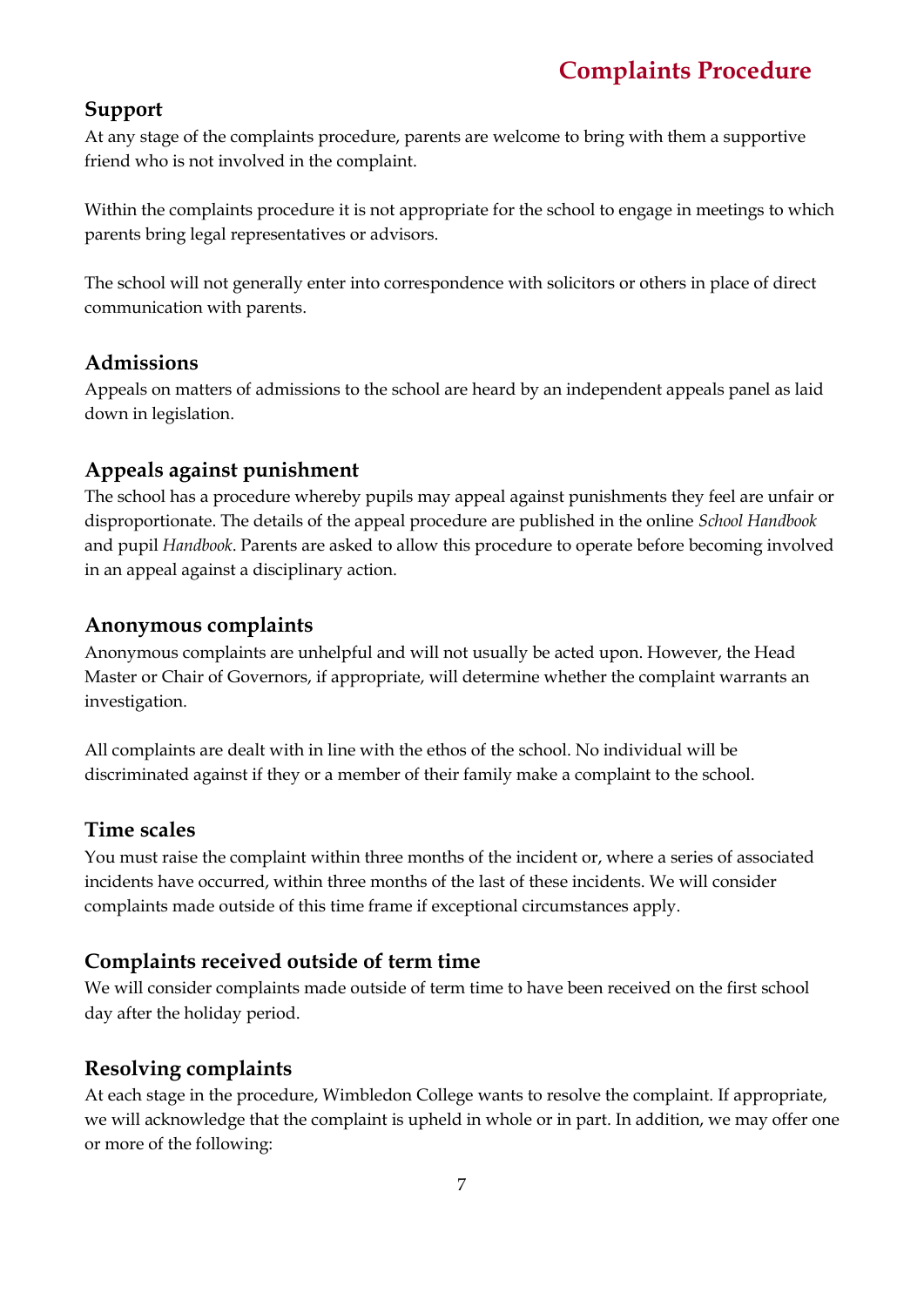### Support

At any stage of the complaints procedure, parents are welcome to bring with them a supportive friend who is not involved in the complaint.

Within the complaints procedure it is not appropriate for the school to engage in meetings to which parents bring legal representatives or advisors.

The school will not generally enter into correspondence with solicitors or others in place of direct communication with parents.

### Admissions

Appeals on matters of admissions to the school are heard by an independent appeals panel as laid down in legislation.

### Appeals against punishment

The school has a procedure whereby pupils may appeal against punishments they feel are unfair or disproportionate. The details of the appeal procedure are published in the online *School Handbook* and pupil *Handbook*. Parents are asked to allow this procedure to operate before becoming involved in an appeal against a disciplinary action.

### Anonymous complaints

Anonymous complaints are unhelpful and will not usually be acted upon. However, the Head Master or Chair of Governors, if appropriate, will determine whether the complaint warrants an investigation.

All complaints are dealt with in line with the ethos of the school. No individual will be discriminated against if they or a member of their family make a complaint to the school.

### Time scales

You must raise the complaint within three months of the incident or, where a series of associated incidents have occurred, within three months of the last of these incidents. We will consider complaints made outside of this time frame if exceptional circumstances apply.

### Complaints received outside of term time

We will consider complaints made outside of term time to have been received on the first school day after the holiday period.

### Resolving complaints

At each stage in the procedure, Wimbledon College wants to resolve the complaint. If appropriate, we will acknowledge that the complaint is upheld in whole or in part. In addition, we may offer one or more of the following: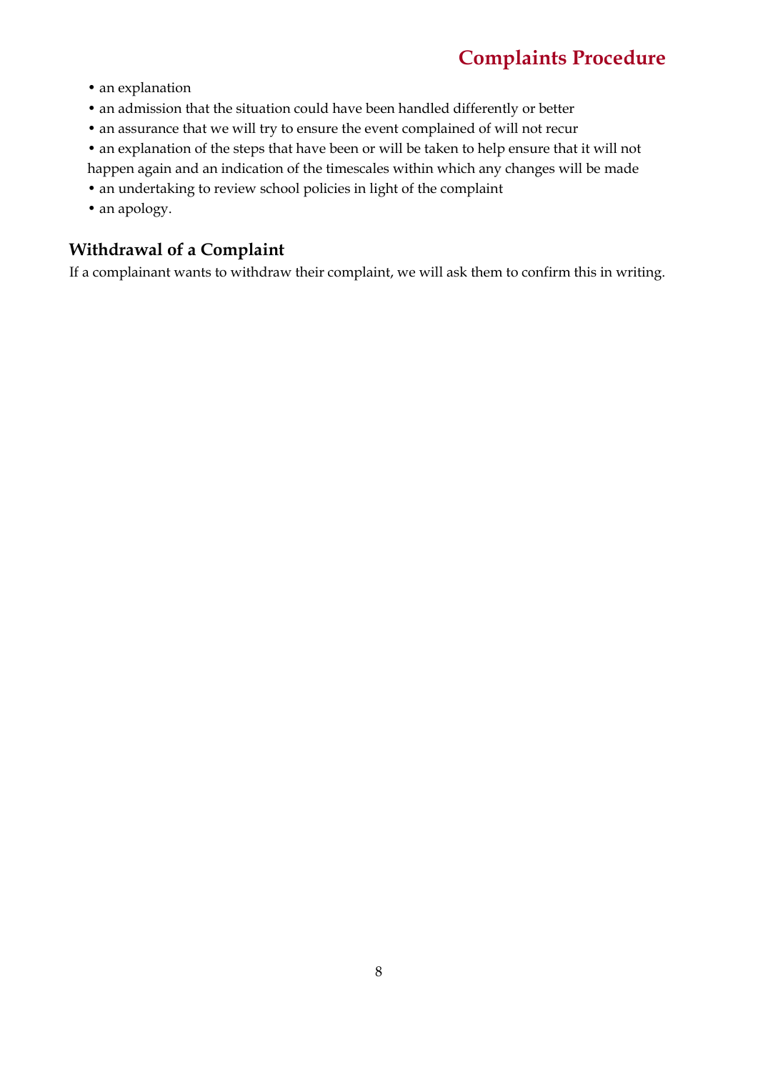- an explanation
- an admission that the situation could have been handled differently or better
- an assurance that we will try to ensure the event complained of will not recur
- an explanation of the steps that have been or will be taken to help ensure that it will not happen again and an indication of the timescales within which any changes will be made
- an undertaking to review school policies in light of the complaint
- an apology.

## Withdrawal of a Complaint

If a complainant wants to withdraw their complaint, we will ask them to confirm this in writing.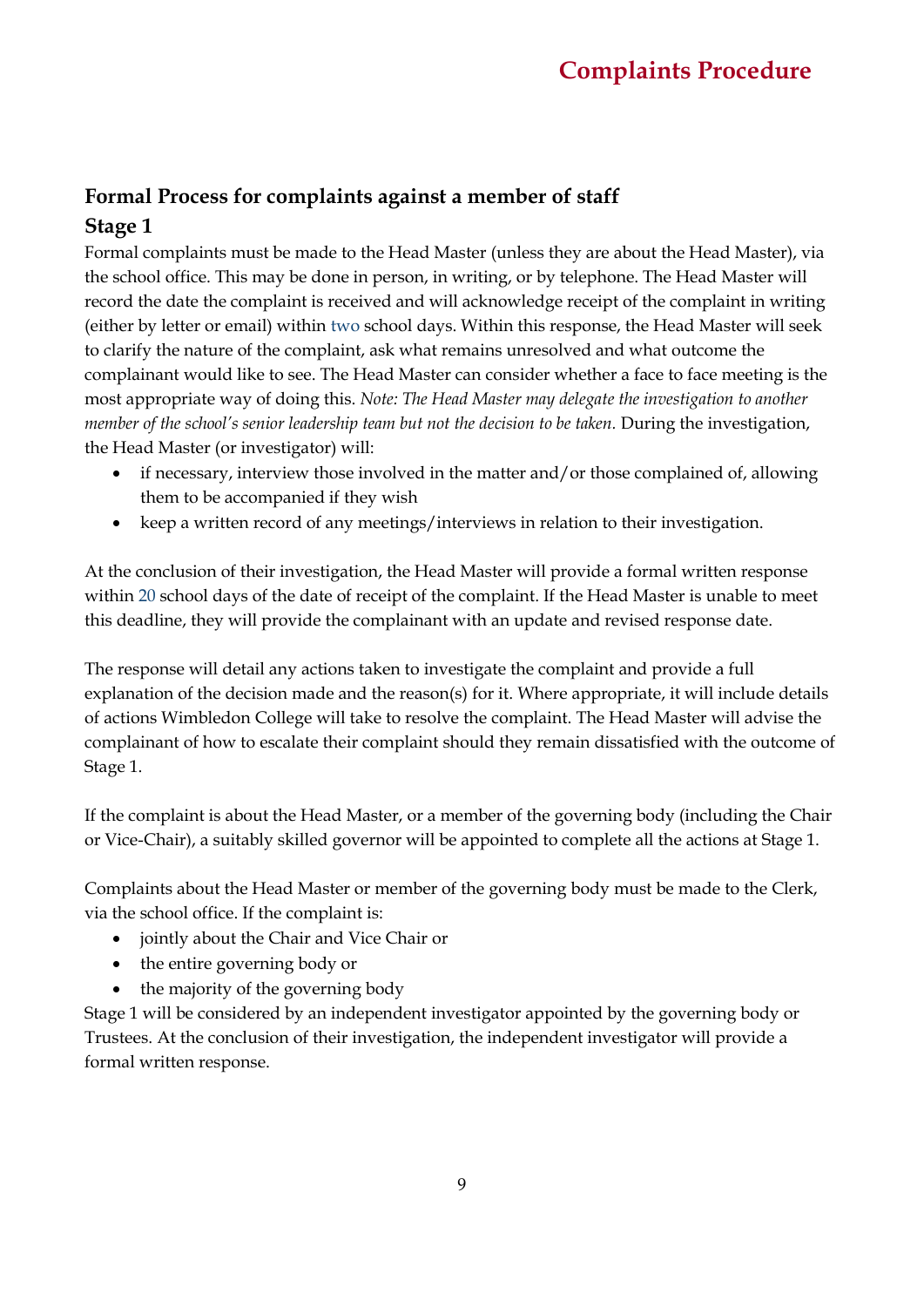## Formal Process for complaints against a member of staff

### Stage 1

Formal complaints must be made to the Head Master (unless they are about the Head Master), via the school office. This may be done in person, in writing, or by telephone. The Head Master will record the date the complaint is received and will acknowledge receipt of the complaint in writing (either by letter or email) within two school days. Within this response, the Head Master will seek to clarify the nature of the complaint, ask what remains unresolved and what outcome the complainant would like to see. The Head Master can consider whether a face to face meeting is the most appropriate way of doing this. *Note: The Head Master may delegate the investigation to another member of the school's senior leadership team but not the decision to be taken.* During the investigation, the Head Master (or investigator) will:

- if necessary, interview those involved in the matter and/or those complained of, allowing them to be accompanied if they wish
- keep a written record of any meetings/interviews in relation to their investigation.

At the conclusion of their investigation, the Head Master will provide a formal written response within 20 school days of the date of receipt of the complaint. If the Head Master is unable to meet this deadline, they will provide the complainant with an update and revised response date.

The response will detail any actions taken to investigate the complaint and provide a full explanation of the decision made and the reason(s) for it. Where appropriate, it will include details of actions Wimbledon College will take to resolve the complaint. The Head Master will advise the complainant of how to escalate their complaint should they remain dissatisfied with the outcome of Stage 1.

If the complaint is about the Head Master, or a member of the governing body (including the Chair or Vice-Chair), a suitably skilled governor will be appointed to complete all the actions at Stage 1.

Complaints about the Head Master or member of the governing body must be made to the Clerk, via the school office. If the complaint is:

- jointly about the Chair and Vice Chair or
- the entire governing body or
- the majority of the governing body

Stage 1 will be considered by an independent investigator appointed by the governing body or Trustees. At the conclusion of their investigation, the independent investigator will provide a formal written response.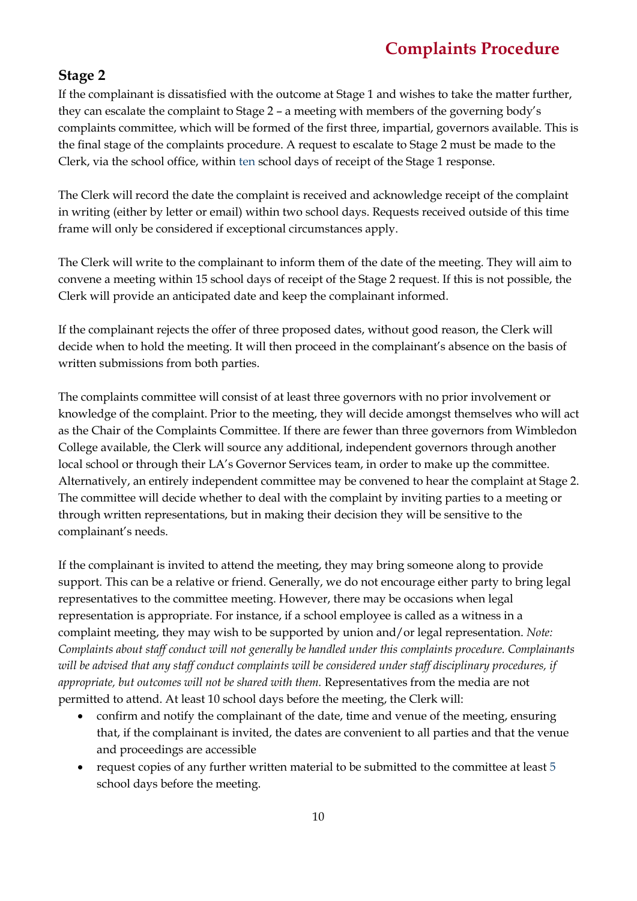## Stage 2

If the complainant is dissatisfied with the outcome at Stage 1 and wishes to take the matter further, they can escalate the complaint to Stage 2 – a meeting with members of the governing body's complaints committee, which will be formed of the first three, impartial, governors available. This is the final stage of the complaints procedure. A request to escalate to Stage 2 must be made to the Clerk, via the school office, within ten school days of receipt of the Stage 1 response.

The Clerk will record the date the complaint is received and acknowledge receipt of the complaint in writing (either by letter or email) within two school days. Requests received outside of this time frame will only be considered if exceptional circumstances apply.

The Clerk will write to the complainant to inform them of the date of the meeting. They will aim to convene a meeting within 15 school days of receipt of the Stage 2 request. If this is not possible, the Clerk will provide an anticipated date and keep the complainant informed.

If the complainant rejects the offer of three proposed dates, without good reason, the Clerk will decide when to hold the meeting. It will then proceed in the complainant's absence on the basis of written submissions from both parties.

The complaints committee will consist of at least three governors with no prior involvement or knowledge of the complaint. Prior to the meeting, they will decide amongst themselves who will act as the Chair of the Complaints Committee. If there are fewer than three governors from Wimbledon College available, the Clerk will source any additional, independent governors through another local school or through their LA's Governor Services team, in order to make up the committee. Alternatively, an entirely independent committee may be convened to hear the complaint at Stage 2. The committee will decide whether to deal with the complaint by inviting parties to a meeting or through written representations, but in making their decision they will be sensitive to the complainant's needs.

If the complainant is invited to attend the meeting, they may bring someone along to provide support. This can be a relative or friend. Generally, we do not encourage either party to bring legal representatives to the committee meeting. However, there may be occasions when legal representation is appropriate. For instance, if a school employee is called as a witness in a complaint meeting, they may wish to be supported by union and/or legal representation. *Note: Complaints about staff conduct will not generally be handled under this complaints procedure. Complainants will be advised that any staff conduct complaints will be considered under staff disciplinary procedures, if appropriate, but outcomes will not be shared with them.* Representatives from the media are not permitted to attend. At least 10 school days before the meeting, the Clerk will:

- confirm and notify the complainant of the date, time and venue of the meeting, ensuring that, if the complainant is invited, the dates are convenient to all parties and that the venue and proceedings are accessible
- request copies of any further written material to be submitted to the committee at least 5 school days before the meeting.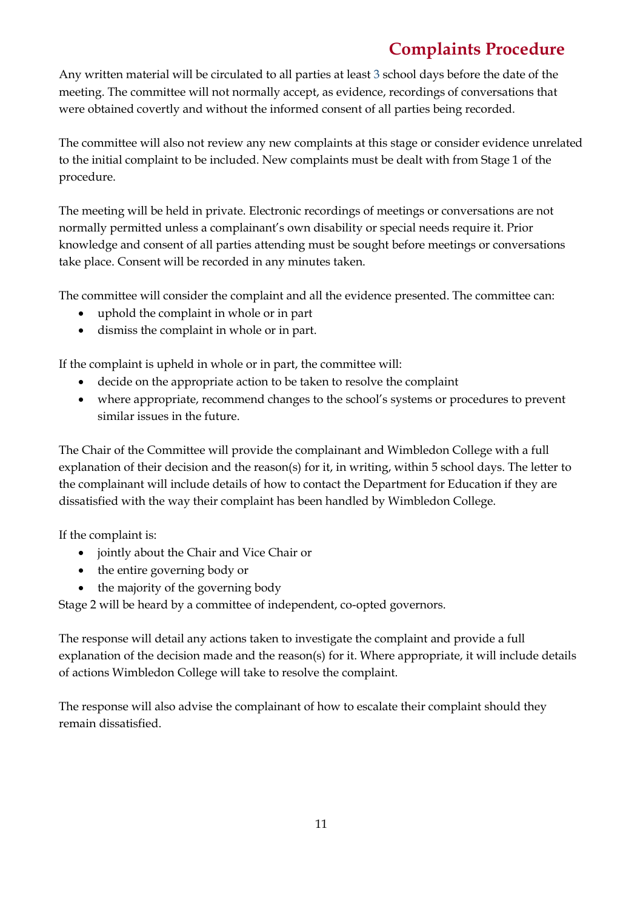Any written material will be circulated to all parties at least 3 school days before the date of the meeting. The committee will not normally accept, as evidence, recordings of conversations that were obtained covertly and without the informed consent of all parties being recorded.

The committee will also not review any new complaints at this stage or consider evidence unrelated to the initial complaint to be included. New complaints must be dealt with from Stage 1 of the procedure.

The meeting will be held in private. Electronic recordings of meetings or conversations are not normally permitted unless a complainant's own disability or special needs require it. Prior knowledge and consent of all parties attending must be sought before meetings or conversations take place. Consent will be recorded in any minutes taken.

The committee will consider the complaint and all the evidence presented. The committee can:

- uphold the complaint in whole or in part
- dismiss the complaint in whole or in part.

If the complaint is upheld in whole or in part, the committee will:

- decide on the appropriate action to be taken to resolve the complaint
- where appropriate, recommend changes to the school's systems or procedures to prevent similar issues in the future.

The Chair of the Committee will provide the complainant and Wimbledon College with a full explanation of their decision and the reason(s) for it, in writing, within 5 school days. The letter to the complainant will include details of how to contact the Department for Education if they are dissatisfied with the way their complaint has been handled by Wimbledon College.

If the complaint is:

- jointly about the Chair and Vice Chair or
- the entire governing body or
- the majority of the governing body

Stage 2 will be heard by a committee of independent, co-opted governors.

The response will detail any actions taken to investigate the complaint and provide a full explanation of the decision made and the reason(s) for it. Where appropriate, it will include details of actions Wimbledon College will take to resolve the complaint.

The response will also advise the complainant of how to escalate their complaint should they remain dissatisfied.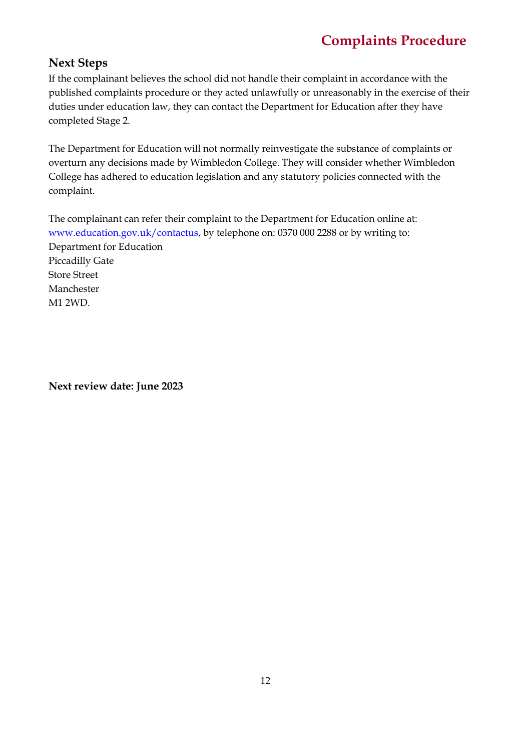## Next Steps

If the complainant believes the school did not handle their complaint in accordance with the published complaints procedure or they acted unlawfully or unreasonably in the exercise of their duties under education law, they can contact the Department for Education after they have completed Stage 2.

The Department for Education will not normally reinvestigate the substance of complaints or overturn any decisions made by Wimbledon College. They will consider whether Wimbledon College has adhered to education legislation and any statutory policies connected with the complaint.

The complainant can refer their complaint to the Department for Education online at: [www.education.gov.uk/contactus](http://www.education.gov.uk/contactus), by telephone on: 0370 000 2288 or by writing to:
Department for Education
Piccadilly Gate
Store Street
Manchester
M1 2WD.

**Next review date: June 2023**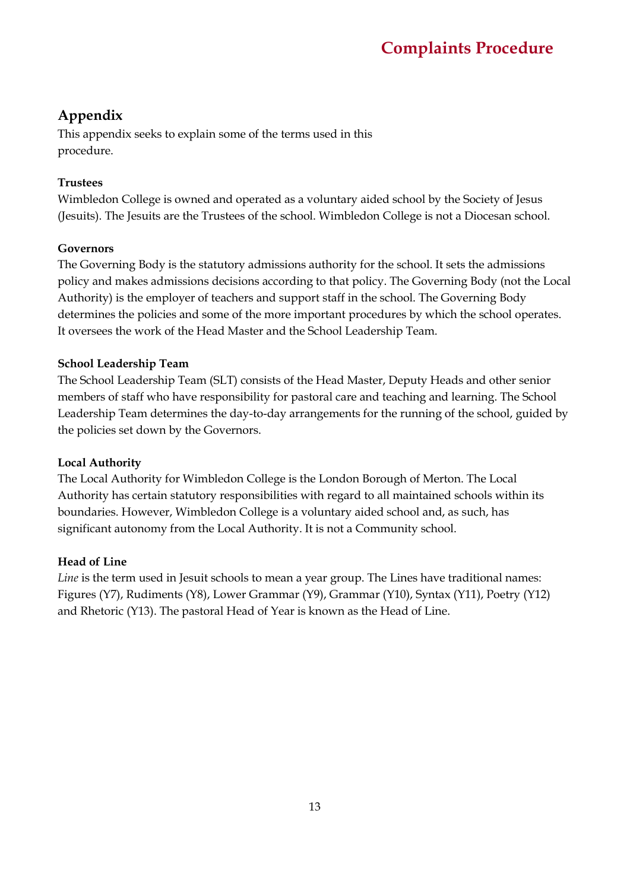## Appendix

This appendix seeks to explain some of the terms used in this procedure.

**Trustees**

Wimbledon College is owned and operated as a voluntary aided school by the Society of Jesus (Jesuits). The Jesuits are the Trustees of the school. Wimbledon College is not a Diocesan school.

**Governors**

The Governing Body is the statutory admissions authority for the school. It sets the admissions policy and makes admissions decisions according to that policy. The Governing Body (not the Local Authority) is the employer of teachers and support staff in the school. The Governing Body determines the policies and some of the more important procedures by which the school operates. It oversees the work of the Head Master and the School Leadership Team.

**School Leadership Team**

The School Leadership Team (SLT) consists of the Head Master, Deputy Heads and other senior members of staff who have responsibility for pastoral care and teaching and learning. The School Leadership Team determines the day-to-day arrangements for the running of the school, guided by the policies set down by the Governors.

**Local Authority**

The Local Authority for Wimbledon College is the London Borough of Merton. The Local Authority has certain statutory responsibilities with regard to all maintained schools within its boundaries. However, Wimbledon College is a voluntary aided school and, as such, has significant autonomy from the Local Authority. It is not a Community school.

**Head of Line**

*Line* is the term used in Jesuit schools to mean a year group. The Lines have traditional names: Figures (Y7), Rudiments (Y8), Lower Grammar (Y9), Grammar (Y10), Syntax (Y11), Poetry (Y12) and Rhetoric (Y13). The pastoral Head of Year is known as the Head of Line.